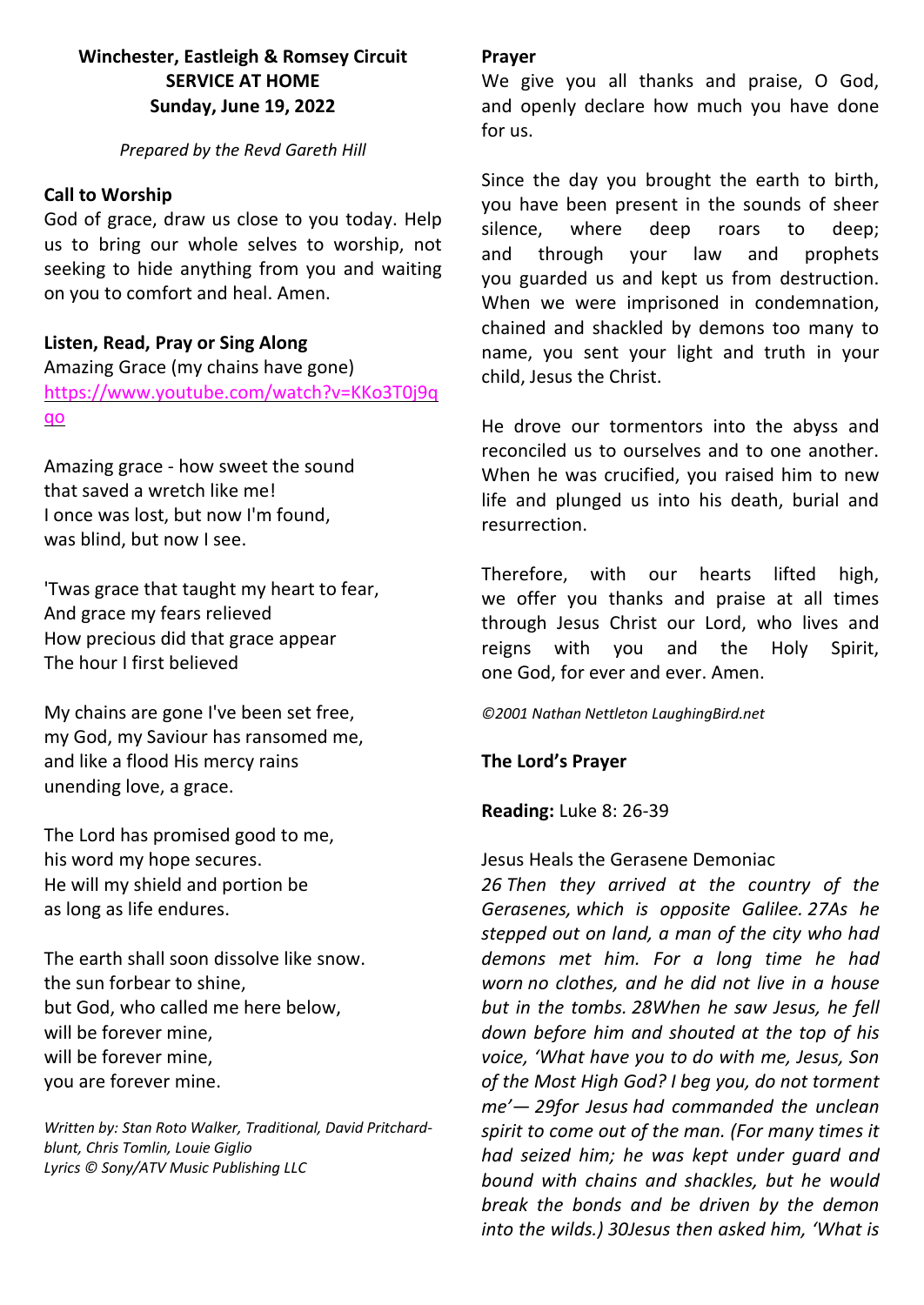**Winchester, Eastleigh & Romsey Circuit**
**SERVICE AT HOME**
**Sunday, June 19, 2022**

*Prepared by the Revd Gareth Hill*

**Call to Worship**

God of grace, draw us close to you today. Help us to bring our whole selves to worship, not seeking to hide anything from you and waiting on you to comfort and heal. Amen.

**Listen, Read, Pray or Sing Along**

Amazing Grace (my chains have gone)
https://www.youtube.com/watch?v=KKo3T0j9qqo

Amazing grace - how sweet the sound
that saved a wretch like me!
I once was lost, but now I'm found,
was blind, but now I see.

'Twas grace that taught my heart to fear,
And grace my fears relieved
How precious did that grace appear
The hour I first believed

My chains are gone I've been set free,
my God, my Saviour has ransomed me,
and like a flood His mercy rains
unending love, a grace.

The Lord has promised good to me,
his word my hope secures.
He will my shield and portion be
as long as life endures.

The earth shall soon dissolve like snow.
the sun forbear to shine,
but God, who called me here below,
will be forever mine,
will be forever mine,
you are forever mine.

*Written by: Stan Roto Walker, Traditional, David Pritchard-blunt, Chris Tomlin, Louie Giglio*
*Lyrics © Sony/ATV Music Publishing LLC*

**Prayer**

We give you all thanks and praise, O God, and openly declare how much you have done for us.

Since the day you brought the earth to birth, you have been present in the sounds of sheer silence, where deep roars to deep; and through your law and prophets you guarded us and kept us from destruction. When we were imprisoned in condemnation, chained and shackled by demons too many to name, you sent your light and truth in your child, Jesus the Christ.

He drove our tormentors into the abyss and reconciled us to ourselves and to one another. When he was crucified, you raised him to new life and plunged us into his death, burial and resurrection.

Therefore, with our hearts lifted high, we offer you thanks and praise at all times through Jesus Christ our Lord, who lives and reigns with you and the Holy Spirit, one God, for ever and ever. Amen.

*©2001 Nathan Nettleton LaughingBird.net*

**The Lord's Prayer**

**Reading:** Luke 8: 26-39

Jesus Heals the Gerasene Demoniac

*26 Then they arrived at the country of the Gerasenes, which is opposite Galilee. 27As he stepped out on land, a man of the city who had demons met him. For a long time he had worn no clothes, and he did not live in a house but in the tombs. 28When he saw Jesus, he fell down before him and shouted at the top of his voice, 'What have you to do with me, Jesus, Son of the Most High God? I beg you, do not torment me'— 29for Jesus had commanded the unclean spirit to come out of the man. (For many times it had seized him; he was kept under guard and bound with chains and shackles, but he would break the bonds and be driven by the demon into the wilds.) 30Jesus then asked him, 'What is*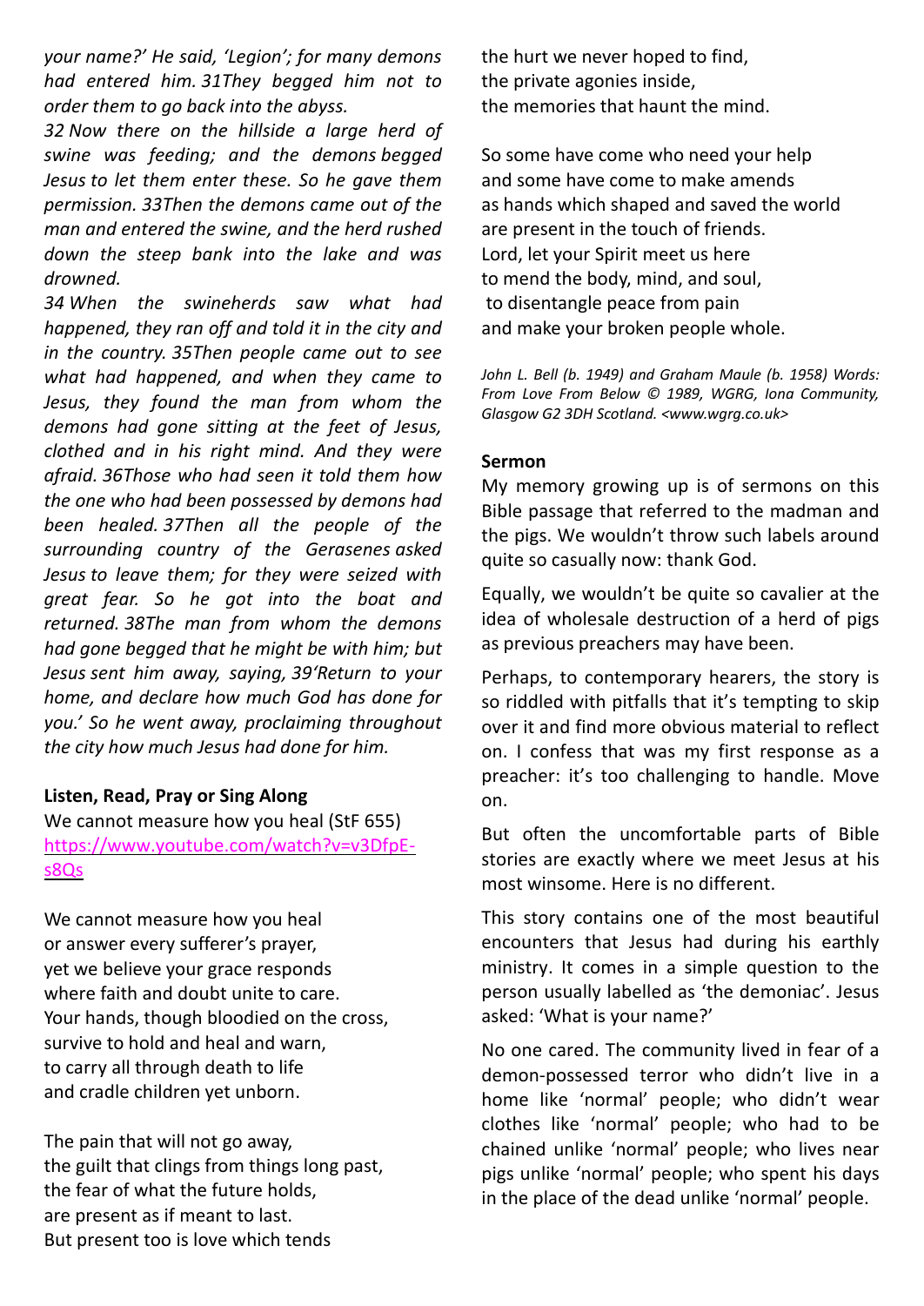*your name?' He said, 'Legion'; for many demons had entered him. 31They begged him not to order them to go back into the abyss.*

*32 Now there on the hillside a large herd of swine was feeding; and the demons begged Jesus to let them enter these. So he gave them permission. 33Then the demons came out of the man and entered the swine, and the herd rushed down the steep bank into the lake and was drowned.*

*34 When the swineherds saw what had happened, they ran off and told it in the city and in the country. 35Then people came out to see what had happened, and when they came to Jesus, they found the man from whom the demons had gone sitting at the feet of Jesus, clothed and in his right mind. And they were afraid. 36Those who had seen it told them how the one who had been possessed by demons had been healed. 37Then all the people of the surrounding country of the Gerasenes asked Jesus to leave them; for they were seized with great fear. So he got into the boat and returned. 38The man from whom the demons had gone begged that he might be with him; but Jesus sent him away, saying, 39'Return to your home, and declare how much God has done for you.' So he went away, proclaiming throughout the city how much Jesus had done for him.*

**Listen, Read, Pray or Sing Along**

We cannot measure how you heal (StF 655)
https://www.youtube.com/watch?v=v3DfpE-s8Qs

We cannot measure how you heal
or answer every sufferer's prayer,
yet we believe your grace responds
where faith and doubt unite to care.
Your hands, though bloodied on the cross,
survive to hold and heal and warn,
to carry all through death to life
and cradle children yet unborn.

The pain that will not go away,
the guilt that clings from things long past,
the fear of what the future holds,
are present as if meant to last.
But present too is love which tends
the hurt we never hoped to find,
the private agonies inside,
the memories that haunt the mind.

So some have come who need your help
and some have come to make amends
as hands which shaped and saved the world
are present in the touch of friends.
Lord, let your Spirit meet us here
to mend the body, mind, and soul,
to disentangle peace from pain
and make your broken people whole.

*John L. Bell (b. 1949) and Graham Maule (b. 1958) Words: From Love From Below © 1989, WGRG, Iona Community, Glasgow G2 3DH Scotland. <www.wgrg.co.uk>*

**Sermon**

My memory growing up is of sermons on this Bible passage that referred to the madman and the pigs. We wouldn't throw such labels around quite so casually now: thank God.

Equally, we wouldn't be quite so cavalier at the idea of wholesale destruction of a herd of pigs as previous preachers may have been.

Perhaps, to contemporary hearers, the story is so riddled with pitfalls that it's tempting to skip over it and find more obvious material to reflect on. I confess that was my first response as a preacher: it's too challenging to handle. Move on.

But often the uncomfortable parts of Bible stories are exactly where we meet Jesus at his most winsome. Here is no different.

This story contains one of the most beautiful encounters that Jesus had during his earthly ministry. It comes in a simple question to the person usually labelled as 'the demoniac'. Jesus asked: 'What is your name?'

No one cared. The community lived in fear of a demon-possessed terror who didn't live in a home like 'normal' people; who didn't wear clothes like 'normal' people; who had to be chained unlike 'normal' people; who lives near pigs unlike 'normal' people; who spent his days in the place of the dead unlike 'normal' people.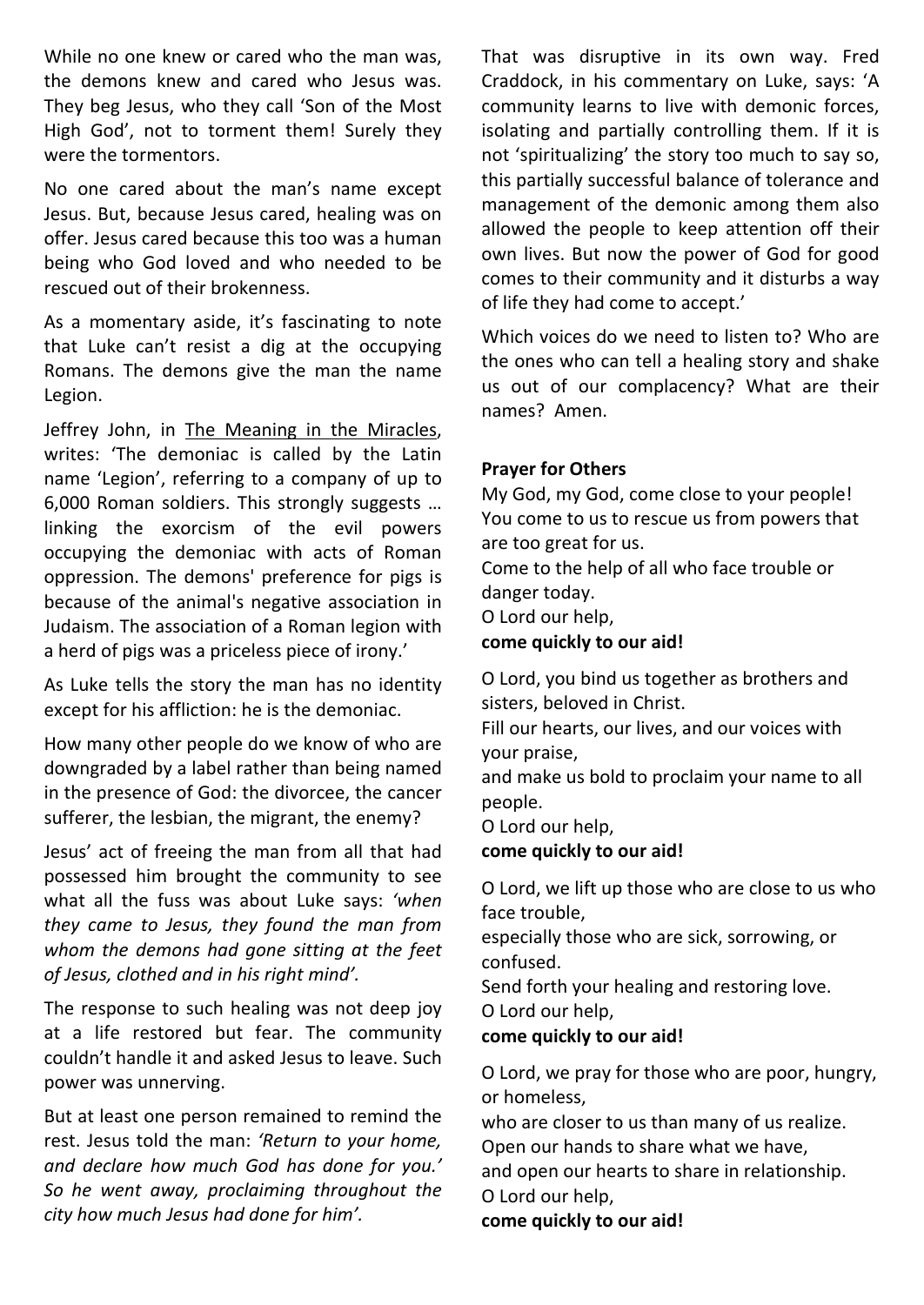While no one knew or cared who the man was, the demons knew and cared who Jesus was. They beg Jesus, who they call 'Son of the Most High God', not to torment them! Surely they were the tormentors.

No one cared about the man's name except Jesus. But, because Jesus cared, healing was on offer. Jesus cared because this too was a human being who God loved and who needed to be rescued out of their brokenness.

As a momentary aside, it's fascinating to note that Luke can't resist a dig at the occupying Romans. The demons give the man the name Legion.

Jeffrey John, in The Meaning in the Miracles, writes: 'The demoniac is called by the Latin name 'Legion', referring to a company of up to 6,000 Roman soldiers. This strongly suggests … linking the exorcism of the evil powers occupying the demoniac with acts of Roman oppression. The demons' preference for pigs is because of the animal's negative association in Judaism. The association of a Roman legion with a herd of pigs was a priceless piece of irony.'

As Luke tells the story the man has no identity except for his affliction: he is the demoniac.

How many other people do we know of who are downgraded by a label rather than being named in the presence of God: the divorcee, the cancer sufferer, the lesbian, the migrant, the enemy?

Jesus' act of freeing the man from all that had possessed him brought the community to see what all the fuss was about Luke says: *'when they came to Jesus, they found the man from whom the demons had gone sitting at the feet of Jesus, clothed and in his right mind'.*

The response to such healing was not deep joy at a life restored but fear. The community couldn't handle it and asked Jesus to leave. Such power was unnerving.

But at least one person remained to remind the rest. Jesus told the man: *'Return to your home, and declare how much God has done for you.' So he went away, proclaiming throughout the city how much Jesus had done for him'.*

That was disruptive in its own way. Fred Craddock, in his commentary on Luke, says: 'A community learns to live with demonic forces, isolating and partially controlling them. If it is not 'spiritualizing' the story too much to say so, this partially successful balance of tolerance and management of the demonic among them also allowed the people to keep attention off their own lives. But now the power of God for good comes to their community and it disturbs a way of life they had come to accept.'

Which voices do we need to listen to? Who are the ones who can tell a healing story and shake us out of our complacency? What are their names? Amen.

**Prayer for Others**

My God, my God, come close to your people!
You come to us to rescue us from powers that are too great for us.
Come to the help of all who face trouble or danger today.
O Lord our help,
**come quickly to our aid!**

O Lord, you bind us together as brothers and sisters, beloved in Christ.
Fill our hearts, our lives, and our voices with your praise,
and make us bold to proclaim your name to all people.
O Lord our help,
**come quickly to our aid!**

O Lord, we lift up those who are close to us who face trouble,
especially those who are sick, sorrowing, or confused.
Send forth your healing and restoring love.
O Lord our help,
**come quickly to our aid!**

O Lord, we pray for those who are poor, hungry, or homeless,
who are closer to us than many of us realize.
Open our hands to share what we have,
and open our hearts to share in relationship.
O Lord our help,
**come quickly to our aid!**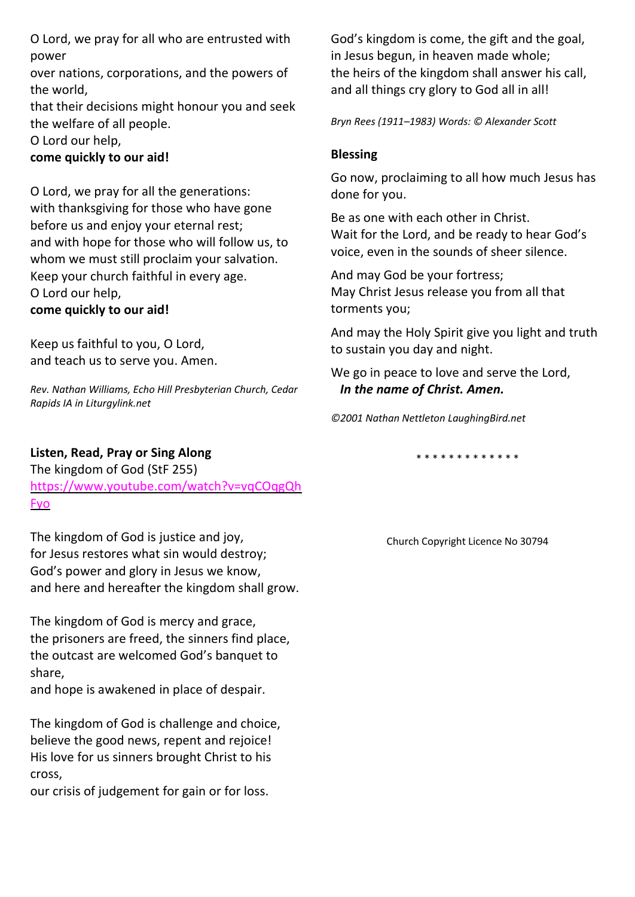O Lord, we pray for all who are entrusted with power
over nations, corporations, and the powers of the world,
that their decisions might honour you and seek the welfare of all people.
O Lord our help,
**come quickly to our aid!**

O Lord, we pray for all the generations:
with thanksgiving for those who have gone before us and enjoy your eternal rest;
and with hope for those who will follow us, to whom we must still proclaim your salvation.
Keep your church faithful in every age.
O Lord our help,
**come quickly to our aid!**

Keep us faithful to you, O Lord,
and teach us to serve you. Amen.

*Rev. Nathan Williams, Echo Hill Presbyterian Church, Cedar Rapids IA in Liturgylink.net*

**Listen, Read, Pray or Sing Along**
The kingdom of God (StF 255)
https://www.youtube.com/watch?v=vqCOqgQhFyo

The kingdom of God is justice and joy,
for Jesus restores what sin would destroy;
God's power and glory in Jesus we know,
and here and hereafter the kingdom shall grow.

The kingdom of God is mercy and grace,
the prisoners are freed, the sinners find place,
the outcast are welcomed God's banquet to share,
and hope is awakened in place of despair.

The kingdom of God is challenge and choice,
believe the good news, repent and rejoice!
His love for us sinners brought Christ to his cross,
our crisis of judgement for gain or for loss.

God's kingdom is come, the gift and the goal,
in Jesus begun, in heaven made whole;
the heirs of the kingdom shall answer his call,
and all things cry glory to God all in all!

*Bryn Rees (1911–1983) Words: © Alexander Scott*

**Blessing**

Go now, proclaiming to all how much Jesus has done for you.

Be as one with each other in Christ.
Wait for the Lord, and be ready to hear God's voice, even in the sounds of sheer silence.

And may God be your fortress;
May Christ Jesus release you from all that torments you;

And may the Holy Spirit give you light and truth to sustain you day and night.

We go in peace to love and serve the Lord,
***In the name of Christ. Amen.***

*©2001 Nathan Nettleton LaughingBird.net*

* * * * * * * * * * * * *

Church Copyright Licence No 30794